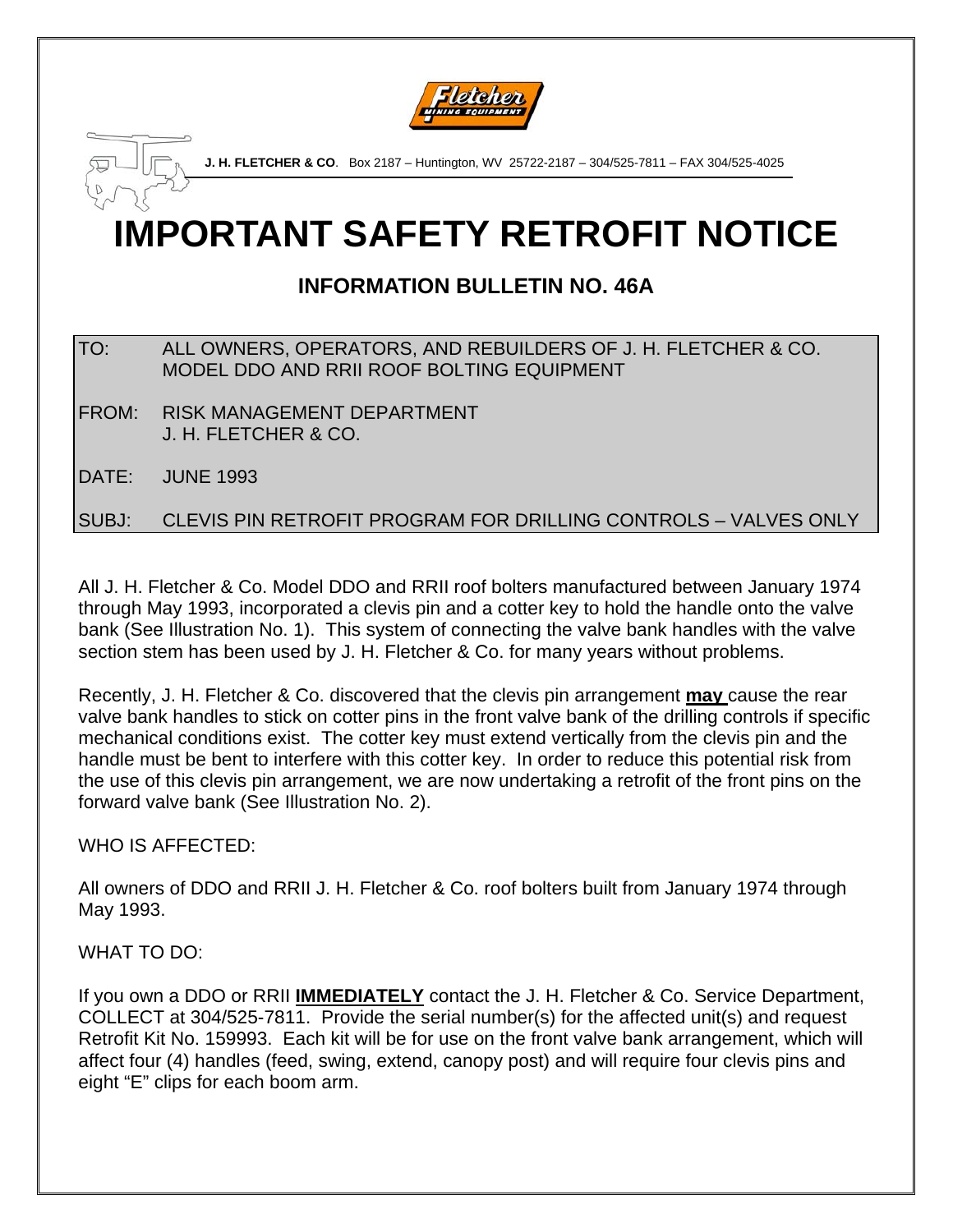**J. H. FLETCHER & CO**. Box 2187 – Huntington, WV 25722-2187 – 304/525-7811 – FAX 304/525-4025

# IMPORTANT SAFETY RETROFIT NOTICE

## INFORMATION BULLETIN NO. 46A

TO: ALL OWNERS, OPERATORS, AND REBUILDERS OF J. H. FLETCHER & CO. MODEL DDO AND RRII ROOF BOLTING EQUIPMENT

FROM: RISK MANAGEMENT DEPARTMENT
J. H. FLETCHER & CO.

DATE: JUNE 1993

SUBJ: CLEVIS PIN RETROFIT PROGRAM FOR DRILLING CONTROLS – VALVES ONLY

All J. H. Fletcher & Co. Model DDO and RRII roof bolters manufactured between January 1974 through May 1993, incorporated a clevis pin and a cotter key to hold the handle onto the valve bank (See Illustration No. 1). This system of connecting the valve bank handles with the valve section stem has been used by J. H. Fletcher & Co. for many years without problems.

Recently, J. H. Fletcher & Co. discovered that the clevis pin arrangement **may** cause the rear valve bank handles to stick on cotter pins in the front valve bank of the drilling controls if specific mechanical conditions exist. The cotter key must extend vertically from the clevis pin and the handle must be bent to interfere with this cotter key. In order to reduce this potential risk from the use of this clevis pin arrangement, we are now undertaking a retrofit of the front pins on the forward valve bank (See Illustration No. 2).

WHO IS AFFECTED:

All owners of DDO and RRII J. H. Fletcher & Co. roof bolters built from January 1974 through May 1993.

WHAT TO DO:

If you own a DDO or RRII **IMMEDIATELY** contact the J. H. Fletcher & Co. Service Department, COLLECT at 304/525-7811. Provide the serial number(s) for the affected unit(s) and request Retrofit Kit No. 159993. Each kit will be for use on the front valve bank arrangement, which will affect four (4) handles (feed, swing, extend, canopy post) and will require four clevis pins and eight "E" clips for each boom arm.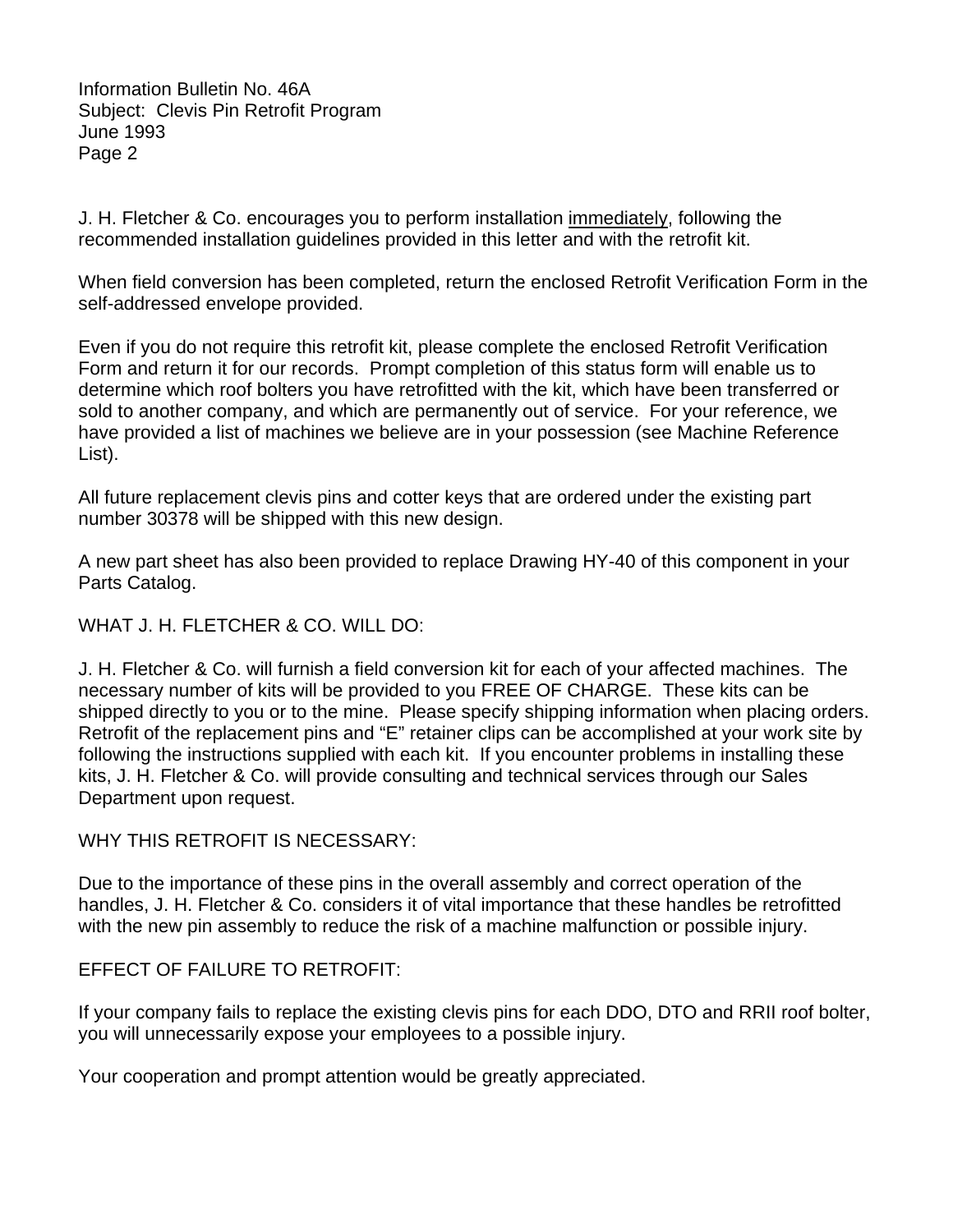J. H. Fletcher & Co. encourages you to perform installation <u>immediately</u>, following the recommended installation guidelines provided in this letter and with the retrofit kit.

When field conversion has been completed, return the enclosed Retrofit Verification Form in the self-addressed envelope provided.

Even if you do not require this retrofit kit, please complete the enclosed Retrofit Verification Form and return it for our records. Prompt completion of this status form will enable us to determine which roof bolters you have retrofitted with the kit, which have been transferred or sold to another company, and which are permanently out of service. For your reference, we have provided a list of machines we believe are in your possession (see Machine Reference List).

All future replacement clevis pins and cotter keys that are ordered under the existing part number 30378 will be shipped with this new design.

A new part sheet has also been provided to replace Drawing HY-40 of this component in your Parts Catalog.

WHAT J. H. FLETCHER & CO. WILL DO:

J. H. Fletcher & Co. will furnish a field conversion kit for each of your affected machines. The necessary number of kits will be provided to you FREE OF CHARGE. These kits can be shipped directly to you or to the mine. Please specify shipping information when placing orders. Retrofit of the replacement pins and "E" retainer clips can be accomplished at your work site by following the instructions supplied with each kit. If you encounter problems in installing these kits, J. H. Fletcher & Co. will provide consulting and technical services through our Sales Department upon request.

WHY THIS RETROFIT IS NECESSARY:

Due to the importance of these pins in the overall assembly and correct operation of the handles, J. H. Fletcher & Co. considers it of vital importance that these handles be retrofitted with the new pin assembly to reduce the risk of a machine malfunction or possible injury.

EFFECT OF FAILURE TO RETROFIT:

If your company fails to replace the existing clevis pins for each DDO, DTO and RRII roof bolter, you will unnecessarily expose your employees to a possible injury.

Your cooperation and prompt attention would be greatly appreciated.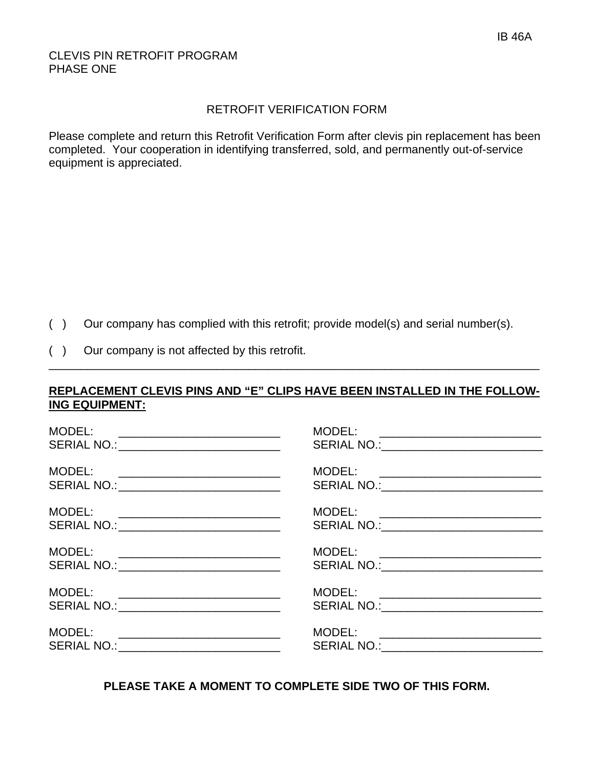IB 46A

CLEVIS PIN RETROFIT PROGRAM
PHASE ONE

RETROFIT VERIFICATION FORM

Please complete and return this Retrofit Verification Form after clevis pin replacement has been completed. Your cooperation in identifying transferred, sold, and permanently out-of-service equipment is appreciated.

( ) Our company has complied with this retrofit; provide model(s) and serial number(s).

( ) Our company is not affected by this retrofit.

---

**REPLACEMENT CLEVIS PINS AND "E" CLIPS HAVE BEEN INSTALLED IN THE FOLLOWING EQUIPMENT:**

MODEL: ________________________
SERIAL NO.:________________________

MODEL: ________________________
SERIAL NO.:________________________

MODEL: ________________________
SERIAL NO.:________________________

MODEL: ________________________
SERIAL NO.:________________________

MODEL: ________________________
SERIAL NO.:________________________

MODEL: ________________________
SERIAL NO.:________________________

MODEL: ________________________
SERIAL NO.:________________________

MODEL: ________________________
SERIAL NO.:________________________

MODEL: ________________________
SERIAL NO.:________________________

MODEL: ________________________
SERIAL NO.:________________________

MODEL: ________________________
SERIAL NO.:________________________

MODEL: ________________________
SERIAL NO.:________________________

**PLEASE TAKE A MOMENT TO COMPLETE SIDE TWO OF THIS FORM.**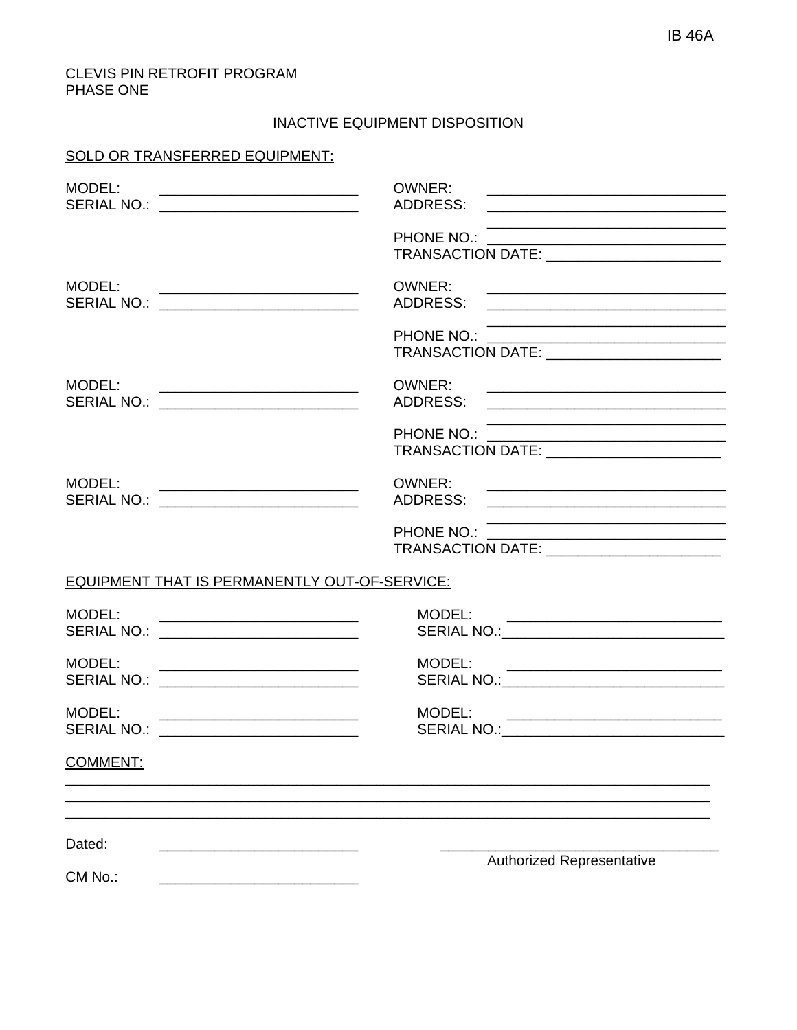IB 46A

CLEVIS PIN RETROFIT PROGRAM
PHASE ONE

INACTIVE EQUIPMENT DISPOSITION

SOLD OR TRANSFERRED EQUIPMENT:

MODEL: ______________________ OWNER: ______________________
SERIAL NO.: ______________________ ADDRESS: ______________________
______________________
PHONE NO.: ______________________
TRANSACTION DATE: ______________________

MODEL: ______________________ OWNER: ______________________
SERIAL NO.: ______________________ ADDRESS: ______________________
______________________
PHONE NO.: ______________________
TRANSACTION DATE: ______________________

MODEL: ______________________ OWNER: ______________________
SERIAL NO.: ______________________ ADDRESS: ______________________
______________________
PHONE NO.: ______________________
TRANSACTION DATE: ______________________

MODEL: ______________________ OWNER: ______________________
SERIAL NO.: ______________________ ADDRESS: ______________________
______________________
PHONE NO.: ______________________
TRANSACTION DATE: ______________________

EQUIPMENT THAT IS PERMANENTLY OUT-OF-SERVICE:

MODEL: ______________________ MODEL: ______________________
SERIAL NO.: ______________________ SERIAL NO.: ______________________

MODEL: ______________________ MODEL: ______________________
SERIAL NO.: ______________________ SERIAL NO.: ______________________

MODEL: ______________________ MODEL: ______________________
SERIAL NO.: ______________________ SERIAL NO.: ______________________

COMMENT:

______________________________________________________________________
______________________________________________________________________
______________________________________________________________________

Dated: ______________________ ______________________________
Authorized Representative

CM No.: ______________________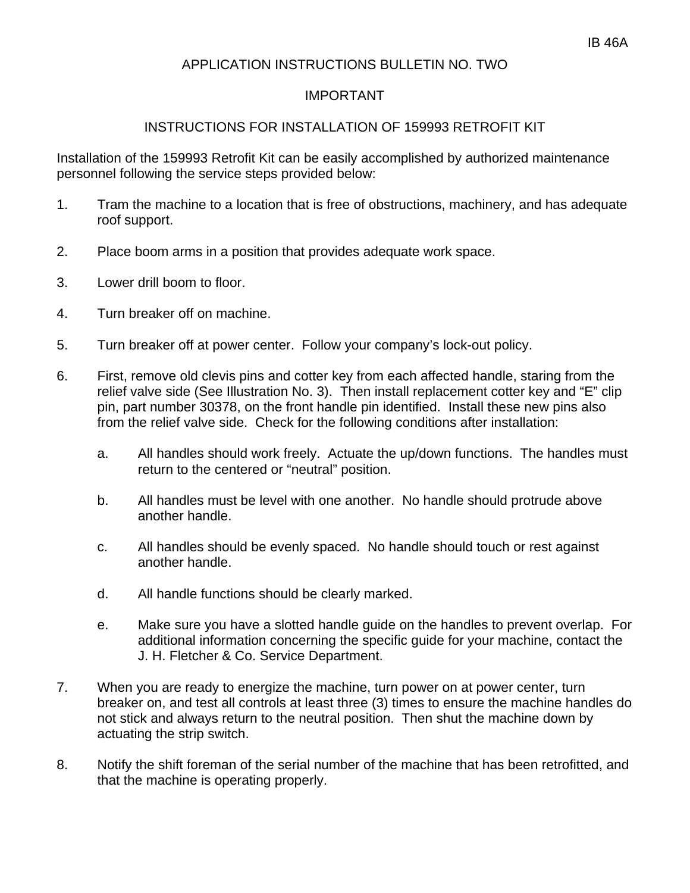IB 46A

# APPLICATION INSTRUCTIONS BULLETIN NO. TWO

## IMPORTANT

## INSTRUCTIONS FOR INSTALLATION OF 159993 RETROFIT KIT

Installation of the 159993 Retrofit Kit can be easily accomplished by authorized maintenance personnel following the service steps provided below:

1. Tram the machine to a location that is free of obstructions, machinery, and has adequate roof support.

2. Place boom arms in a position that provides adequate work space.

3. Lower drill boom to floor.

4. Turn breaker off on machine.

5. Turn breaker off at power center. Follow your company's lock-out policy.

6. First, remove old clevis pins and cotter key from each affected handle, staring from the relief valve side (See Illustration No. 3). Then install replacement cotter key and "E" clip pin, part number 30378, on the front handle pin identified. Install these new pins also from the relief valve side. Check for the following conditions after installation:

   a. All handles should work freely. Actuate the up/down functions. The handles must return to the centered or "neutral" position.

   b. All handles must be level with one another. No handle should protrude above another handle.

   c. All handles should be evenly spaced. No handle should touch or rest against another handle.

   d. All handle functions should be clearly marked.

   e. Make sure you have a slotted handle guide on the handles to prevent overlap. For additional information concerning the specific guide for your machine, contact the J. H. Fletcher & Co. Service Department.

7. When you are ready to energize the machine, turn power on at power center, turn breaker on, and test all controls at least three (3) times to ensure the machine handles do not stick and always return to the neutral position. Then shut the machine down by actuating the strip switch.

8. Notify the shift foreman of the serial number of the machine that has been retrofitted, and that the machine is operating properly.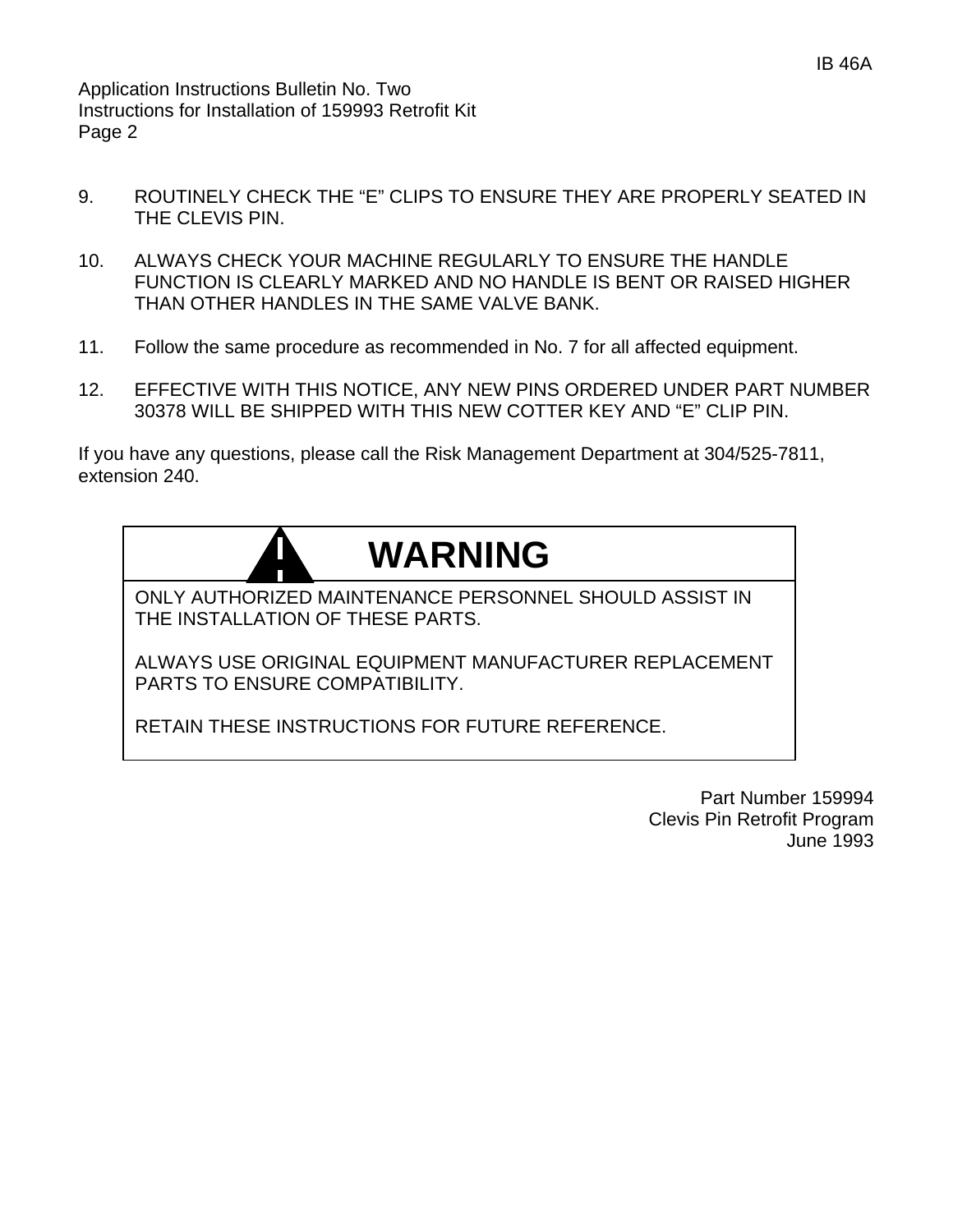9. ROUTINELY CHECK THE “E” CLIPS TO ENSURE THEY ARE PROPERLY SEATED IN THE CLEVIS PIN.

10. ALWAYS CHECK YOUR MACHINE REGULARLY TO ENSURE THE HANDLE FUNCTION IS CLEARLY MARKED AND NO HANDLE IS BENT OR RAISED HIGHER THAN OTHER HANDLES IN THE SAME VALVE BANK.

11. Follow the same procedure as recommended in No. 7 for all affected equipment.

12. EFFECTIVE WITH THIS NOTICE, ANY NEW PINS ORDERED UNDER PART NUMBER 30378 WILL BE SHIPPED WITH THIS NEW COTTER KEY AND “E” CLIP PIN.

If you have any questions, please call the Risk Management Department at 304/525-7811, extension 240.

**WARNING**

ONLY AUTHORIZED MAINTENANCE PERSONNEL SHOULD ASSIST IN THE INSTALLATION OF THESE PARTS.

ALWAYS USE ORIGINAL EQUIPMENT MANUFACTURER REPLACEMENT PARTS TO ENSURE COMPATIBILITY.

RETAIN THESE INSTRUCTIONS FOR FUTURE REFERENCE.

Part Number 159994
Clevis Pin Retrofit Program
June 1993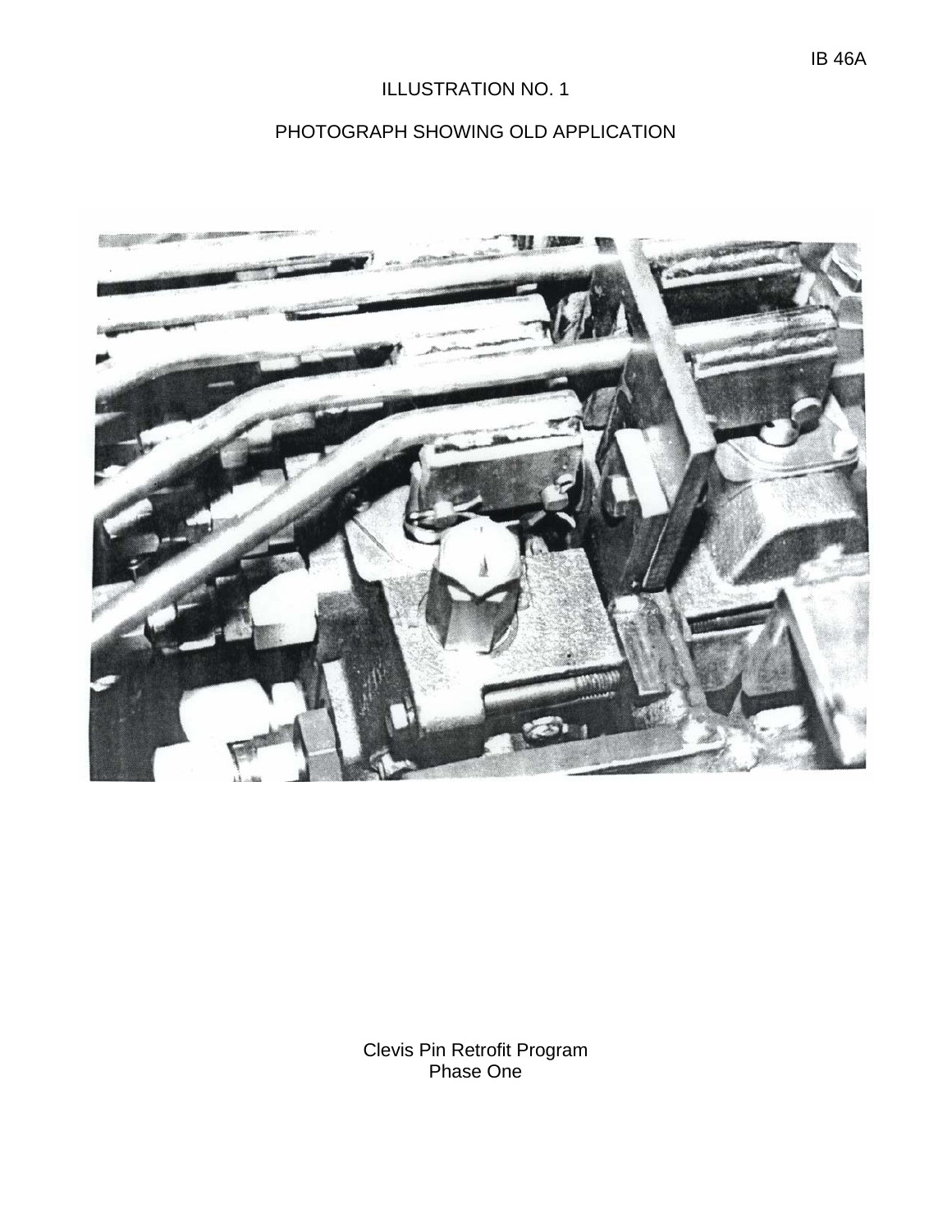# ILLUSTRATION NO. 1

## PHOTOGRAPH SHOWING OLD APPLICATION

Clevis Pin Retrofit Program
Phase One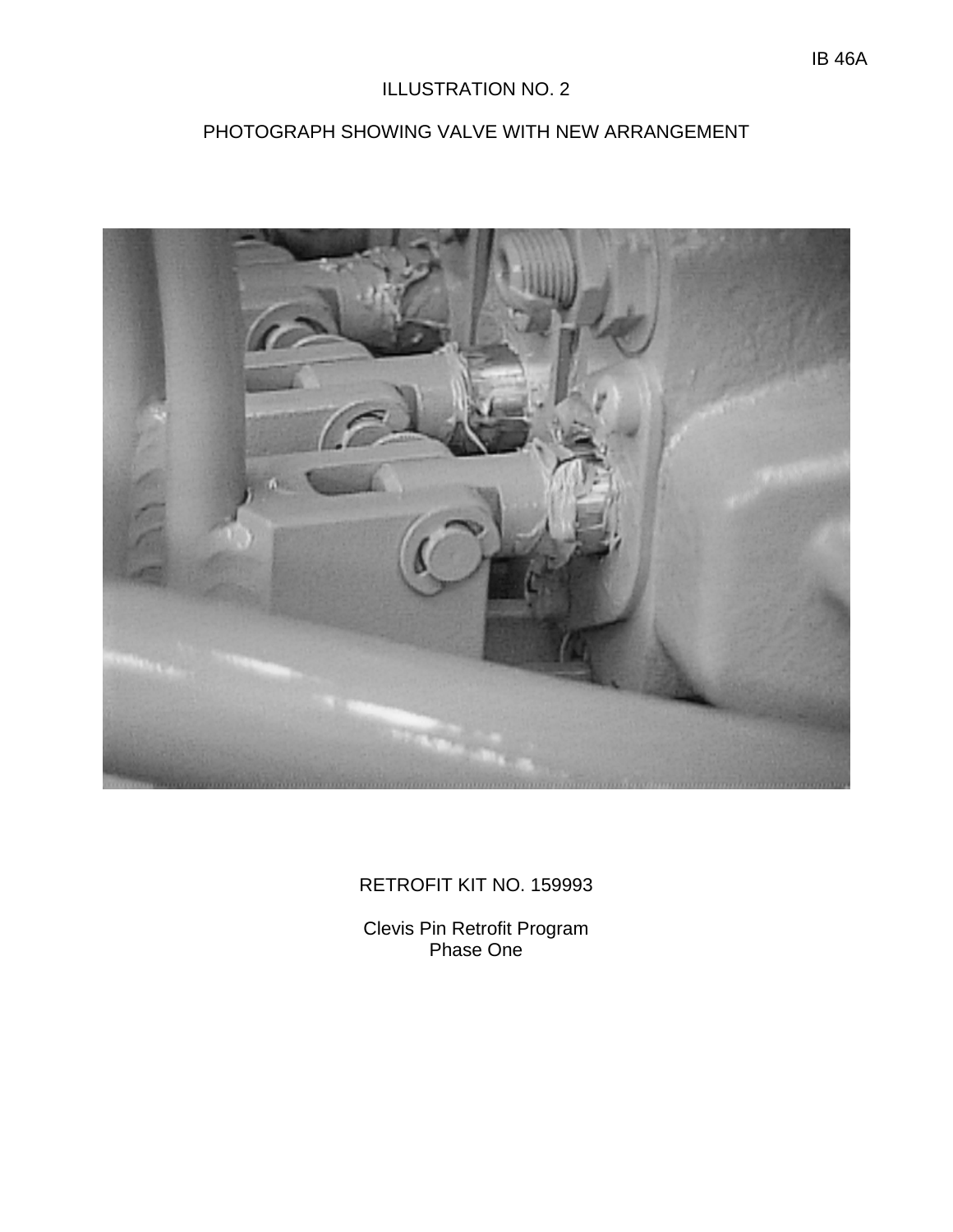ILLUSTRATION NO. 2

PHOTOGRAPH SHOWING VALVE WITH NEW ARRANGEMENT

RETROFIT KIT NO. 159993

Clevis Pin Retrofit Program
Phase One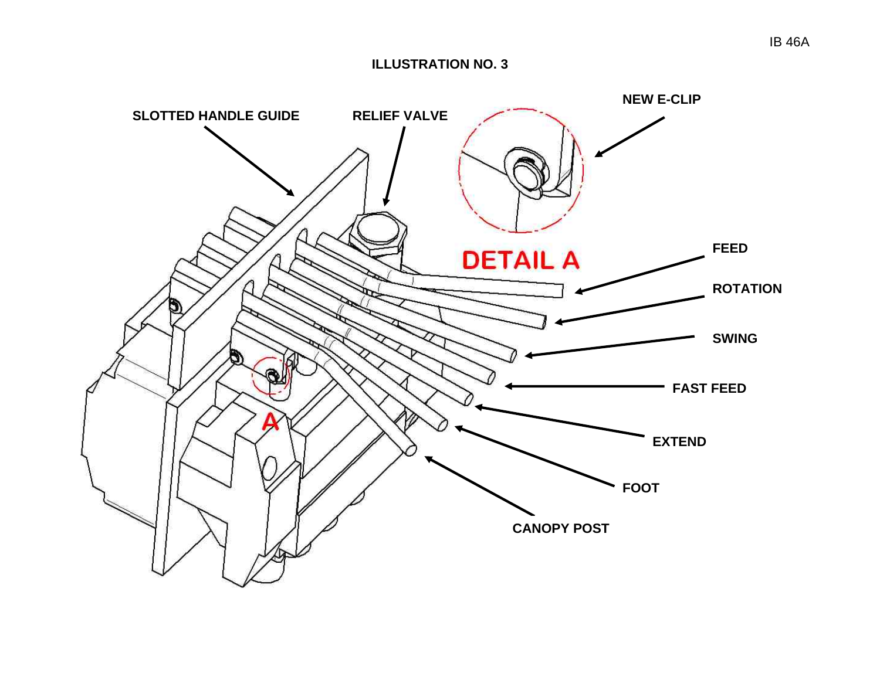## ILLUSTRATION NO. 3

SLOTTED HANDLE GUIDE

RELIEF VALVE

NEW E-CLIP

DETAIL A

FEED

ROTATION

SWING

FAST FEED

EXTEND

FOOT

CANOPY POST

A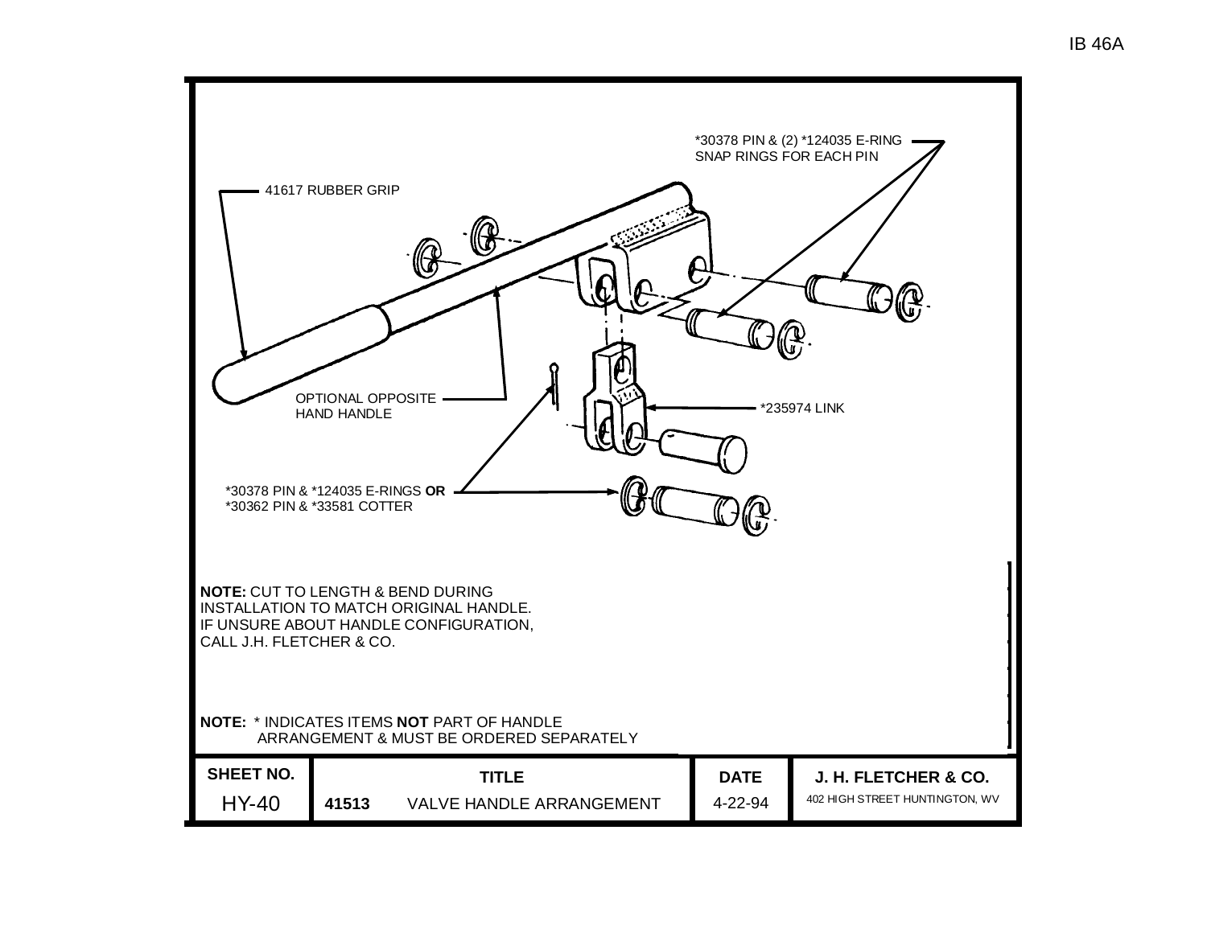*30378 PIN & (2) *124035 E-RING SNAP RINGS FOR EACH PIN

41617 RUBBER GRIP

OPTIONAL OPPOSITE HAND HANDLE

*235974 LINK

*30378 PIN & *124035 E-RINGS **OR**
*30362 PIN & *33581 COTTER

**NOTE:** CUT TO LENGTH & BEND DURING INSTALLATION TO MATCH ORIGINAL HANDLE. IF UNSURE ABOUT HANDLE CONFIGURATION, CALL J.H. FLETCHER & CO.

**NOTE:** * INDICATES ITEMS **NOT** PART OF HANDLE ARRANGEMENT & MUST BE ORDERED SEPARATELY

| SHEET NO. | TITLE | DATE | J. H. FLETCHER & CO. |
|---|---|---|---|
| HY-40 | **41513** VALVE HANDLE ARRANGEMENT | 4-22-94 | 402 HIGH STREET HUNTINGTON, WV |